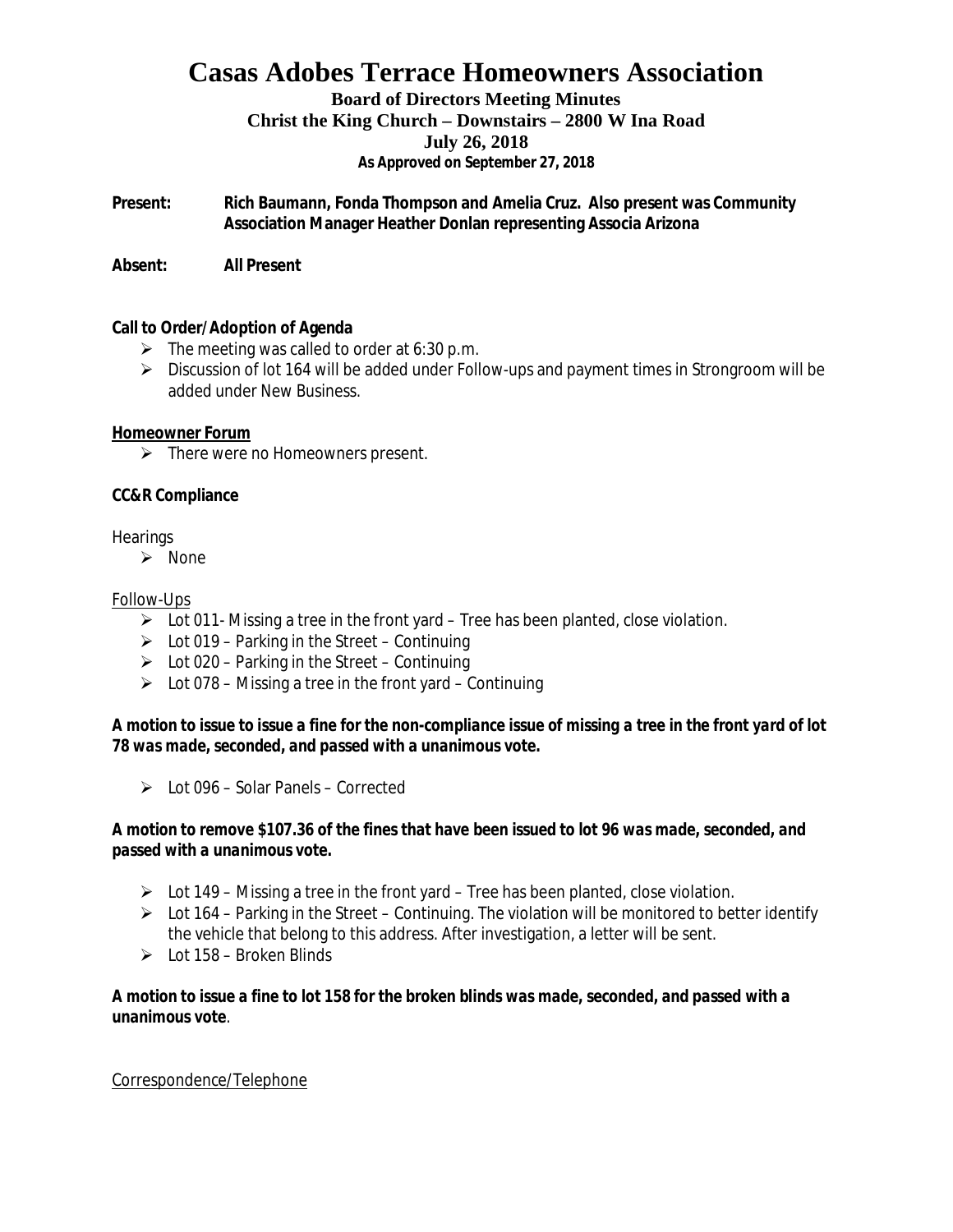# Casas Adobes Terrace Homeowners Association

**Board of Directors Meeting Minutes**
**Christ the King Church – Downstairs – 2800 W Ina Road**
**July 26, 2018**
**As Approved on September 27, 2018**

**Present:** **Rich Baumann, Fonda Thompson and Amelia Cruz. Also present was Community Association Manager Heather Donlan representing Associa Arizona**

**Absent:** **All Present**

**Call to Order/Adoption of Agenda**

- The meeting was called to order at 6:30 p.m.
- Discussion of lot 164 will be added under Follow-ups and payment times in Strongroom will be added under New Business.

**Homeowner Forum**

- There were no Homeowners present.

**CC&R Compliance**

Hearings

- None

Follow-Ups

- Lot 011- Missing a tree in the front yard – Tree has been planted, close violation.
- Lot 019 – Parking in the Street – Continuing
- Lot 020 – Parking in the Street – Continuing
- Lot 078 – Missing a tree in the front yard – Continuing

***A motion to issue to issue a fine for the non-compliance issue of missing a tree in the front yard of lot 78 was made, seconded, and passed with a unanimous vote.***

- Lot 096 – Solar Panels – Corrected

***A motion to remove $107.36 of the fines that have been issued to lot 96 was made, seconded, and passed with a unanimous vote.***

- Lot 149 – Missing a tree in the front yard – Tree has been planted, close violation.
- Lot 164 – Parking in the Street – Continuing. The violation will be monitored to better identify the vehicle that belong to this address. After investigation, a letter will be sent.
- Lot 158 – Broken Blinds

***A motion to issue a fine to lot 158 for the broken blinds was made, seconded, and passed with a unanimous vote.***

Correspondence/Telephone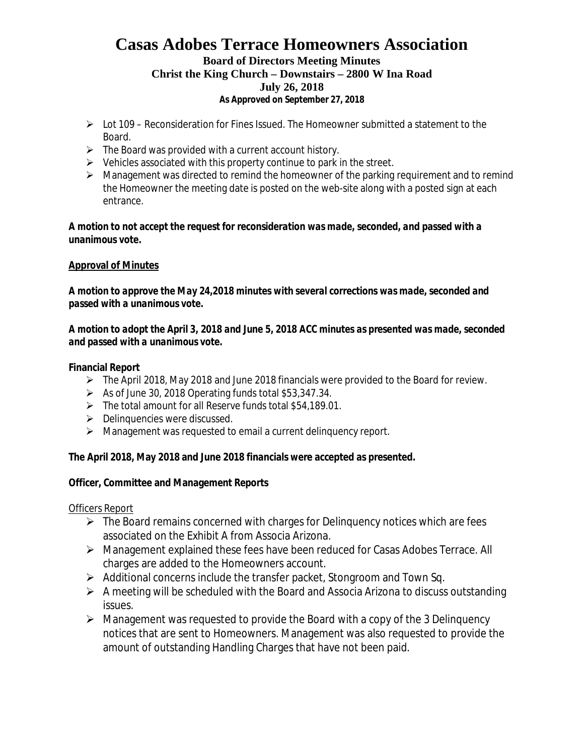# Casas Adobes Terrace Homeowners Association

**Board of Directors Meeting Minutes**
**Christ the King Church – Downstairs – 2800 W Ina Road**
**July 26, 2018**
**As Approved on September 27, 2018**

- Lot 109 – Reconsideration for Fines Issued. The Homeowner submitted a statement to the Board.
- The Board was provided with a current account history.
- Vehicles associated with this property continue to park in the street.
- Management was directed to remind the homeowner of the parking requirement and to remind the Homeowner the meeting date is posted on the web-site along with a posted sign at each entrance.

***A motion to not accept the request for reconsideration was made, seconded, and passed with a unanimous vote.***

**Approval of Minutes**

***A motion to approve the May 24,2018 minutes with several corrections was made, seconded and passed with a unanimous vote.***

***A motion to adopt the April 3, 2018 and June 5, 2018 ACC minutes as presented was made, seconded and passed with a unanimous vote.***

**Financial Report**

- The April 2018, May 2018 and June 2018 financials were provided to the Board for review.
- As of June 30, 2018 Operating funds total $53,347.34.
- The total amount for all Reserve funds total $54,189.01.
- Delinquencies were discussed.
- Management was requested to email a current delinquency report.

**The April 2018, May 2018 and June 2018 financials were accepted as presented.**

**Officer, Committee and Management Reports**

Officers Report

- The Board remains concerned with charges for Delinquency notices which are fees associated on the Exhibit A from Associa Arizona.
- Management explained these fees have been reduced for Casas Adobes Terrace. All charges are added to the Homeowners account.
- Additional concerns include the transfer packet, Stongroom and Town Sq.
- A meeting will be scheduled with the Board and Associa Arizona to discuss outstanding issues.
- Management was requested to provide the Board with a copy of the 3 Delinquency notices that are sent to Homeowners. Management was also requested to provide the amount of outstanding Handling Charges that have not been paid.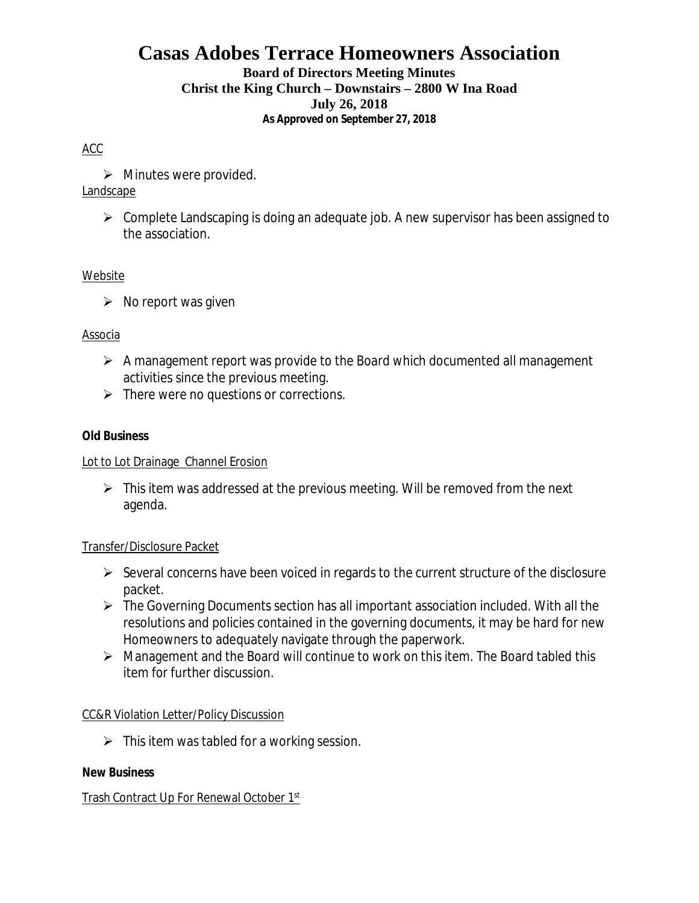# Casas Adobes Terrace Homeowners Association

**Board of Directors Meeting Minutes**
**Christ the King Church – Downstairs – 2800 W Ina Road**
**July 26, 2018**
**As Approved on September 27, 2018**

ACC

- Minutes were provided.

Landscape

- Complete Landscaping is doing an adequate job. A new supervisor has been assigned to the association.

Website

- No report was given

Associa

- A management report was provide to the Board which documented all management activities since the previous meeting.
- There were no questions or corrections.

**Old Business**

Lot to Lot Drainage Channel Erosion

- This item was addressed at the previous meeting. Will be removed from the next agenda.

Transfer/Disclosure Packet

- Several concerns have been voiced in regards to the current structure of the disclosure packet.
- The Governing Documents section has all important association included. With all the resolutions and policies contained in the governing documents, it may be hard for new Homeowners to adequately navigate through the paperwork.
- Management and the Board will continue to work on this item. The Board tabled this item for further discussion.

CC&R Violation Letter/Policy Discussion

- This item was tabled for a working session.

**New Business**

Trash Contract Up For Renewal October 1st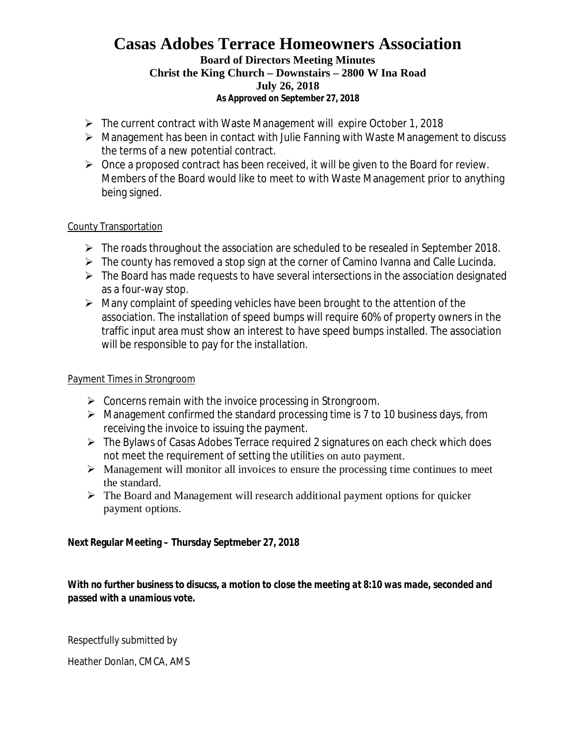# Casas Adobes Terrace Homeowners Association

**Board of Directors Meeting Minutes**
**Christ the King Church – Downstairs – 2800 W Ina Road**
**July 26, 2018**
**As Approved on September 27, 2018**

- The current contract with Waste Management will expire October 1, 2018
- Management has been in contact with Julie Fanning with Waste Management to discuss the terms of a new potential contract.
- Once a proposed contract has been received, it will be given to the Board for review. Members of the Board would like to meet to with Waste Management prior to anything being signed.

<u>County Transportation</u>

- The roads throughout the association are scheduled to be resealed in September 2018.
- The county has removed a stop sign at the corner of Camino Ivanna and Calle Lucinda.
- The Board has made requests to have several intersections in the association designated as a four-way stop.
- Many complaint of speeding vehicles have been brought to the attention of the association. The installation of speed bumps will require 60% of property owners in the traffic input area must show an interest to have speed bumps installed. The association will be responsible to pay for the installation.

<u>Payment Times in Strongroom</u>

- Concerns remain with the invoice processing in Strongroom.
- Management confirmed the standard processing time is 7 to 10 business days, from receiving the invoice to issuing the payment.
- The Bylaws of Casas Adobes Terrace required 2 signatures on each check which does not meet the requirement of setting the utilities on auto payment.
- Management will monitor all invoices to ensure the processing time continues to meet the standard.
- The Board and Management will research additional payment options for quicker payment options.

**Next Regular Meeting – Thursday Septmeber 27, 2018**

***With no further business to disucss, a motion to close the meeting at 8:10 was made, seconded and passed with a unamious vote.***

Respectfully submitted by

Heather Donlan, CMCA, AMS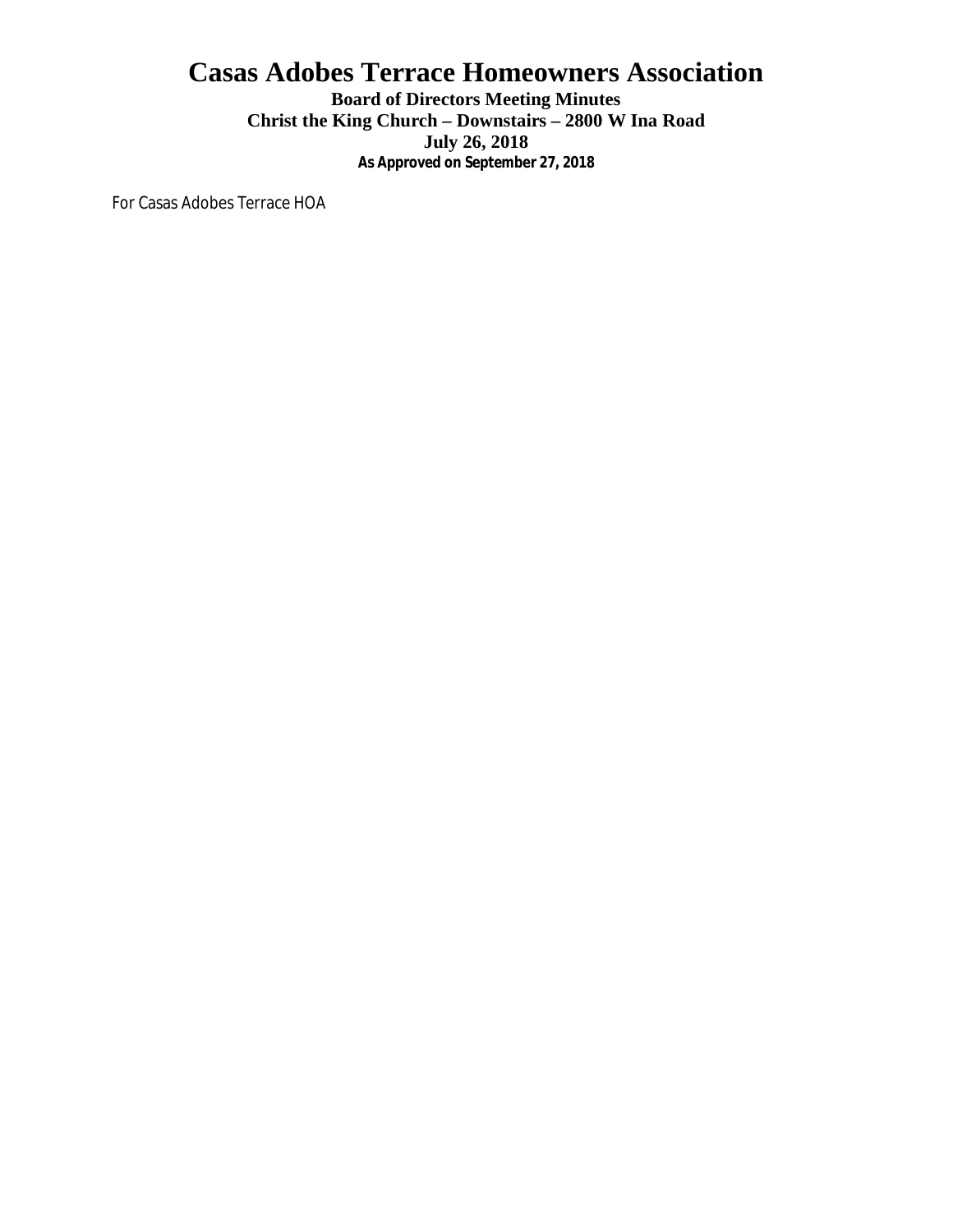# Casas Adobes Terrace Homeowners Association

**Board of Directors Meeting Minutes**
**Christ the King Church – Downstairs – 2800 W Ina Road**
**July 26, 2018**
**As Approved on September 27, 2018**

For Casas Adobes Terrace HOA